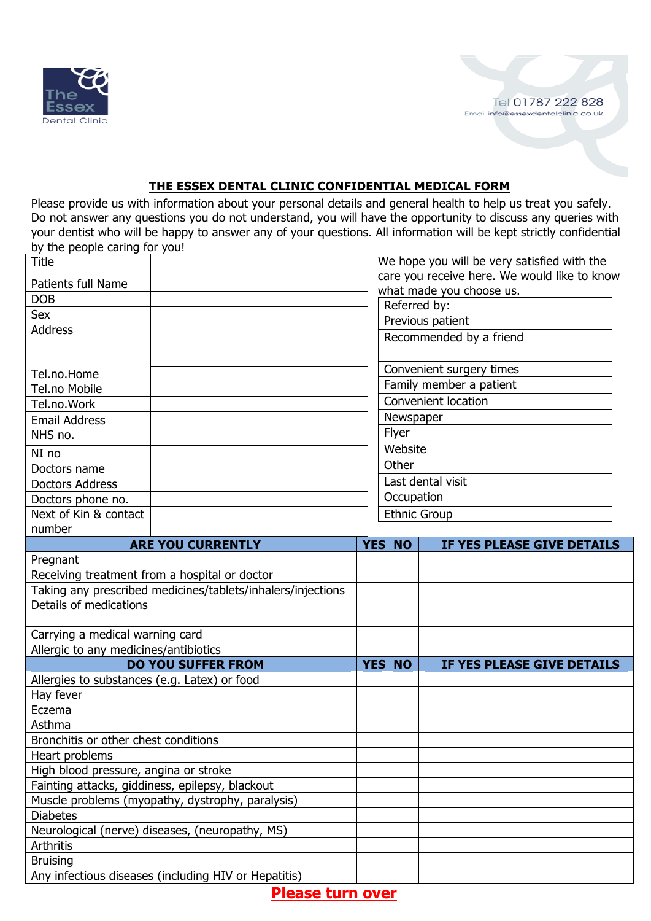The Essex Dental Clinic

Tel 01787 222 828
Email info@essexdentalclinic.co.uk

## THE ESSEX DENTAL CLINIC CONFIDENTIAL MEDICAL FORM

Please provide us with information about your personal details and general health to help us treat you safely. Do not answer any questions you do not understand, you will have the opportunity to discuss any queries with your dentist who will be happy to answer any of your questions. All information will be kept strictly confidential by the people caring for you!

| | |
|---|---|
| Title | |
| Patients full Name | |
| DOB | |
| Sex | |
| Address | |
| Tel.no.Home | |
| Tel.no Mobile | |
| Tel.no.Work | |
| Email Address | |
| NHS no. | |
| NI no | |
| Doctors name | |
| Doctors Address | |
| Doctors phone no. | |
| Next of Kin & contact number | |

We hope you will be very satisfied with the care you receive here. We would like to know what made you choose us.

| | |
|---|---|
| Referred by: | |
| Previous patient | |
| Recommended by a friend | |
| Convenient surgery times | |
| Family member a patient | |
| Convenient location | |
| Newspaper | |
| Flyer | |
| Website | |
| Other | |
| Last dental visit | |
| Occupation | |
| Ethnic Group | |

| ARE YOU CURRENTLY | YES | NO | IF YES PLEASE GIVE DETAILS |
|---|---|---|---|
| Pregnant | | | |
| Receiving treatment from a hospital or doctor | | | |
| Taking any prescribed medicines/tablets/inhalers/injections | | | |
| Details of medications | | | |
| Carrying a medical warning card | | | |
| Allergic to any medicines/antibiotics | | | |
| **DO YOU SUFFER FROM** | **YES** | **NO** | **IF YES PLEASE GIVE DETAILS** |
| Allergies to substances (e.g. Latex) or food | | | |
| Hay fever | | | |
| Eczema | | | |
| Asthma | | | |
| Bronchitis or other chest conditions | | | |
| Heart problems | | | |
| High blood pressure, angina or stroke | | | |
| Fainting attacks, giddiness, epilepsy, blackout | | | |
| Muscle problems (myopathy, dystrophy, paralysis) | | | |
| Diabetes | | | |
| Neurological (nerve) diseases, (neuropathy, MS) | | | |
| Arthritis | | | |
| Bruising | | | |
| Any infectious diseases (including HIV or Hepatitis) | | | |

**Please turn over**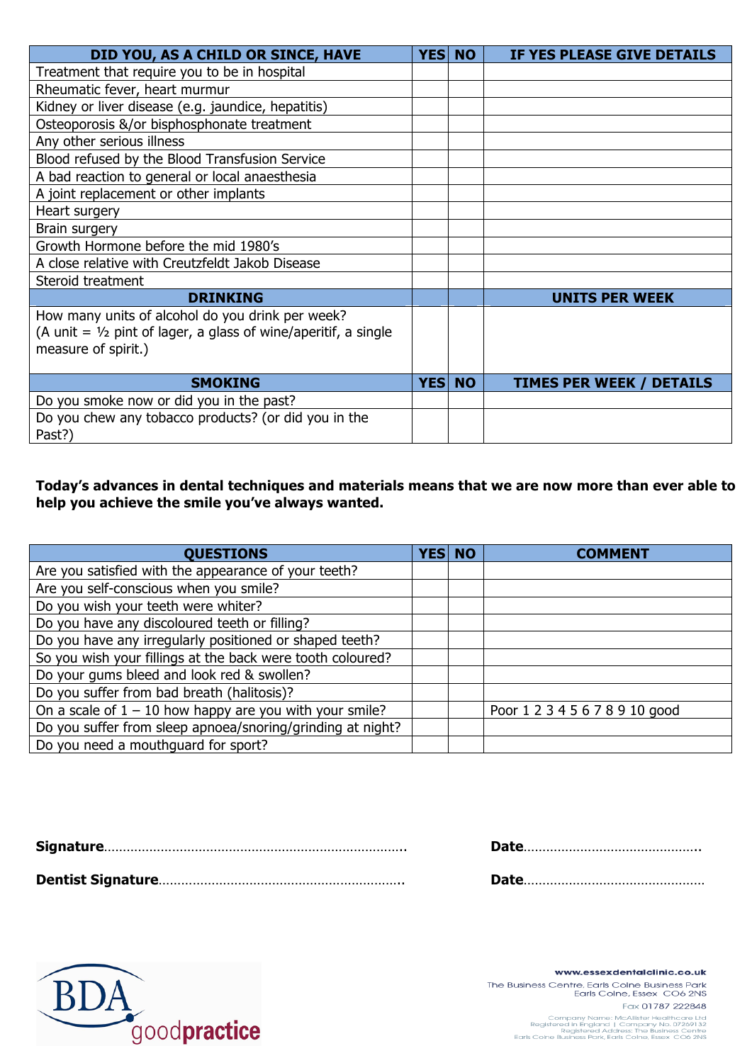| DID YOU, AS A CHILD OR SINCE, HAVE | YES | NO | IF YES PLEASE GIVE DETAILS |
|---|---|---|---|
| Treatment that require you to be in hospital | | | |
| Rheumatic fever, heart murmur | | | |
| Kidney or liver disease (e.g. jaundice, hepatitis) | | | |
| Osteoporosis &/or bisphosphonate treatment | | | |
| Any other serious illness | | | |
| Blood refused by the Blood Transfusion Service | | | |
| A bad reaction to general or local anaesthesia | | | |
| A joint replacement or other implants | | | |
| Heart surgery | | | |
| Brain surgery | | | |
| Growth Hormone before the mid 1980's | | | |
| A close relative with Creutzfeldt Jakob Disease | | | |
| Steroid treatment | | | |
| **DRINKING** | | | **UNITS PER WEEK** |
| How many units of alcohol do you drink per week? (A unit = ½ pint of lager, a glass of wine/aperitif, a single measure of spirit.) | | | |
| **SMOKING** | **YES** | **NO** | **TIMES PER WEEK / DETAILS** |
| Do you smoke now or did you in the past? | | | |
| Do you chew any tobacco products? (or did you in the Past?) | | | |

**Today's advances in dental techniques and materials means that we are now more than ever able to help you achieve the smile you've always wanted.**

| QUESTIONS | YES | NO | COMMENT |
|---|---|---|---|
| Are you satisfied with the appearance of your teeth? | | | |
| Are you self-conscious when you smile? | | | |
| Do you wish your teeth were whiter? | | | |
| Do you have any discoloured teeth or filling? | | | |
| Do you have any irregularly positioned or shaped teeth? | | | |
| So you wish your fillings at the back were tooth coloured? | | | |
| Do your gums bleed and look red & swollen? | | | |
| Do you suffer from bad breath (halitosis)? | | | |
| On a scale of 1 – 10 how happy are you with your smile? | | | Poor 1 2 3 4 5 6 7 8 9 10 good |
| Do you suffer from sleep apnoea/snoring/grinding at night? | | | |
| Do you need a mouthguard for sport? | | | |

**Signature**……………………………………………………………………..     **Date**………………………………………..

**Dentist Signature**………………………………………………………..     **Date**…………………………………………

BDA goodpractice

www.essexdentalclinic.co.uk
The Business Centre, Earls Colne Business Park
Earls Colne, Essex CO6 2NS
Fax 01787 222848

Company Name: McAllister Healthcare Ltd
Registered in England | Company No. 07269132
Registered Address: The Business Centre
Earls Colne Business Park, Earls Colne, Essex CO6 2NS